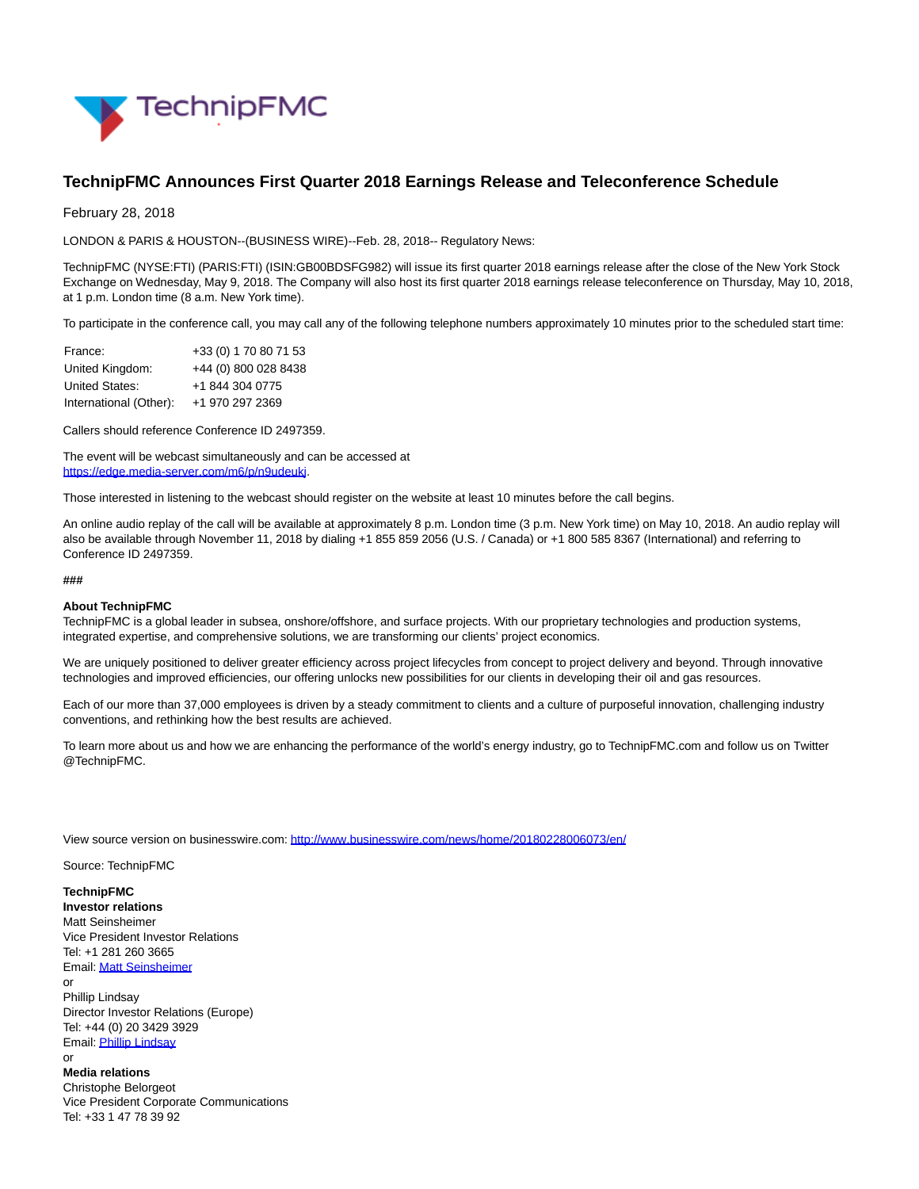# TechnipFMC Announces First Quarter 2018 Earnings Release and Teleconference Schedule

February 28, 2018

LONDON & PARIS & HOUSTON--(BUSINESS WIRE)--Feb. 28, 2018-- Regulatory News:

TechnipFMC (NYSE:FTI) (PARIS:FTI) (ISIN:GB00BDSFG982) will issue its first quarter 2018 earnings release after the close of the New York Stock Exchange on Wednesday, May 9, 2018. The Company will also host its first quarter 2018 earnings release teleconference on Thursday, May 10, 2018, at 1 p.m. London time (8 a.m. New York time).

To participate in the conference call, you may call any of the following telephone numbers approximately 10 minutes prior to the scheduled start time:

| | |
|---|---|
| France: | +33 (0) 1 70 80 71 53 |
| United Kingdom: | +44 (0) 800 028 8438 |
| United States: | +1 844 304 0775 |
| International (Other): | +1 970 297 2369 |

Callers should reference Conference ID 2497359.

The event will be webcast simultaneously and can be accessed at https://edge.media-server.com/m6/p/n9udeukj.

Those interested in listening to the webcast should register on the website at least 10 minutes before the call begins.

An online audio replay of the call will be available at approximately 8 p.m. London time (3 p.m. New York time) on May 10, 2018. An audio replay will also be available through November 11, 2018 by dialing +1 855 859 2056 (U.S. / Canada) or +1 800 585 8367 (International) and referring to Conference ID 2497359.

###

**About TechnipFMC**
TechnipFMC is a global leader in subsea, onshore/offshore, and surface projects. With our proprietary technologies and production systems, integrated expertise, and comprehensive solutions, we are transforming our clients' project economics.

We are uniquely positioned to deliver greater efficiency across project lifecycles from concept to project delivery and beyond. Through innovative technologies and improved efficiencies, our offering unlocks new possibilities for our clients in developing their oil and gas resources.

Each of our more than 37,000 employees is driven by a steady commitment to clients and a culture of purposeful innovation, challenging industry conventions, and rethinking how the best results are achieved.

To learn more about us and how we are enhancing the performance of the world's energy industry, go to TechnipFMC.com and follow us on Twitter @TechnipFMC.

View source version on businesswire.com: http://www.businesswire.com/news/home/20180228006073/en/

Source: TechnipFMC

**TechnipFMC**
**Investor relations**
Matt Seinsheimer
Vice President Investor Relations
Tel: +1 281 260 3665
Email: Matt Seinsheimer
or
Phillip Lindsay
Director Investor Relations (Europe)
Tel: +44 (0) 20 3429 3929
Email: Phillip Lindsay
or
**Media relations**
Christophe Belorgeot
Vice President Corporate Communications
Tel: +33 1 47 78 39 92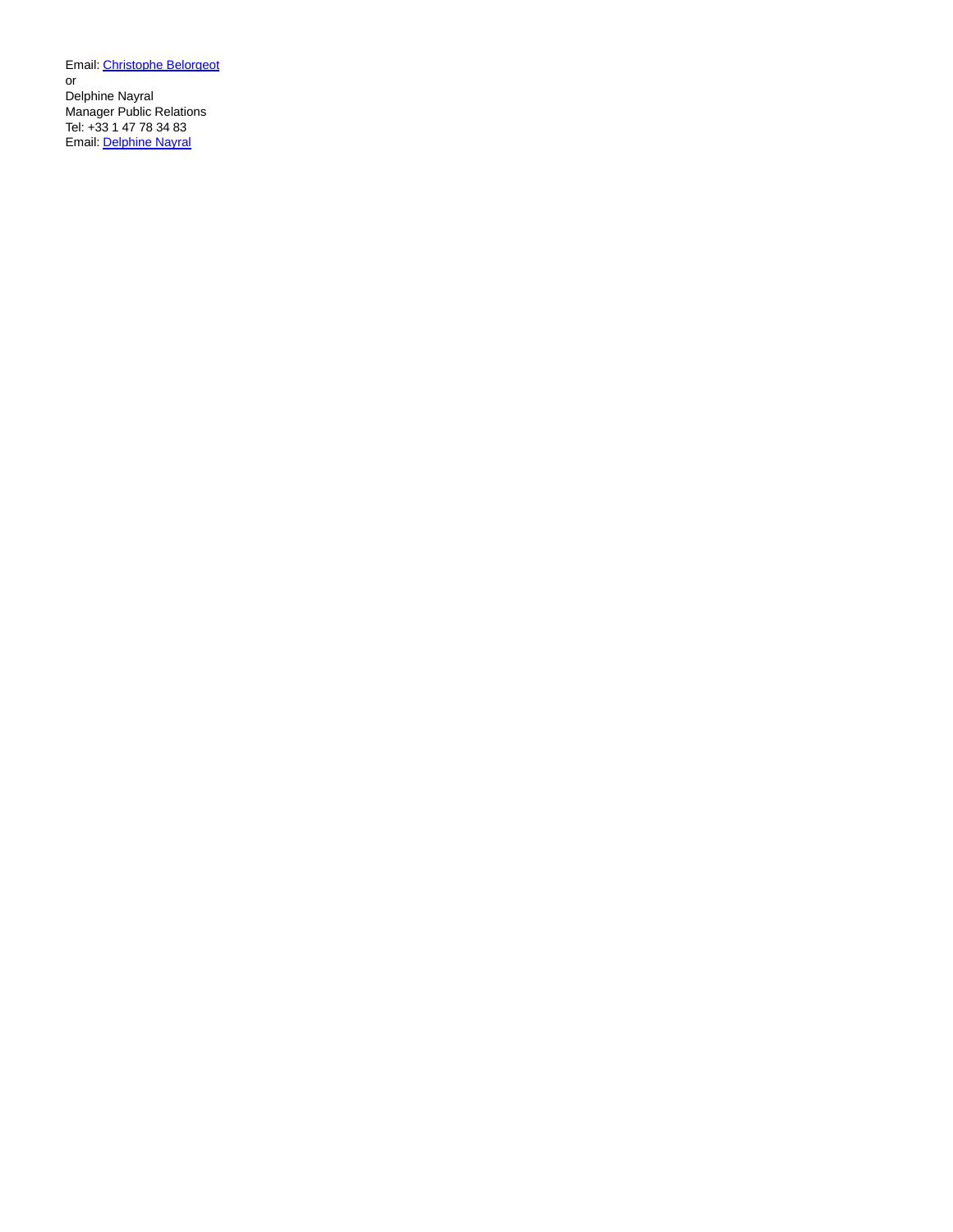Email: [Christophe Belorgeot]  
or  
Delphine Nayral  
Manager Public Relations  
Tel: +33 1 47 78 34 83  
Email: [Delphine Nayral]